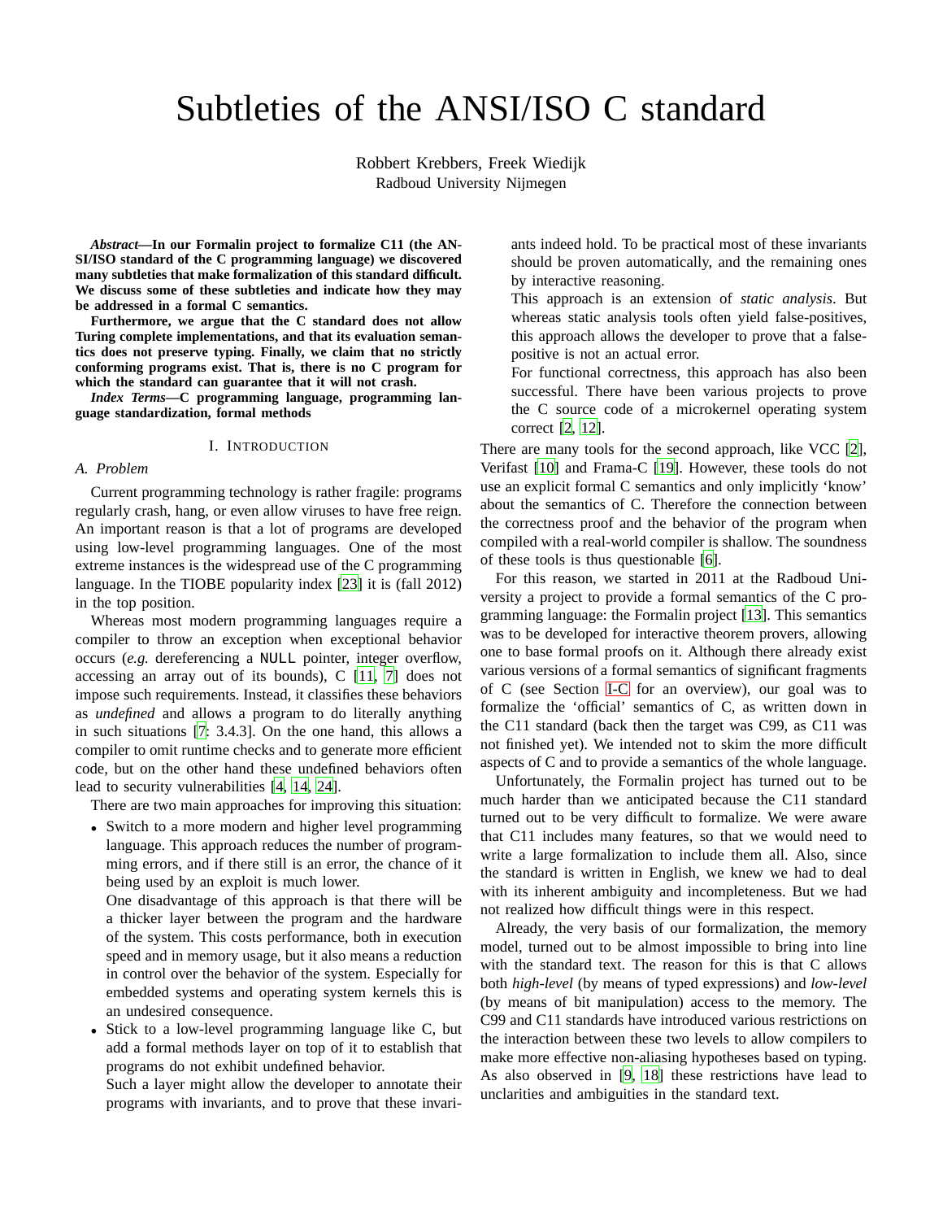# Subtleties of the ANSI/ISO C standard

Robbert Krebbers, Freek Wiedijk
Radboud University Nijmegen

***Abstract*—In our Formalin project to formalize C11 (the ANSI/ISO standard of the C programming language) we discovered many subtleties that make formalization of this standard difficult. We discuss some of these subtleties and indicate how they may be addressed in a formal C semantics.**

**Furthermore, we argue that the C standard does not allow Turing complete implementations, and that its evaluation semantics does not preserve typing. Finally, we claim that no strictly conforming programs exist. That is, there is no C program for which the standard can guarantee that it will not crash.**

***Index Terms*—C programming language, programming language standardization, formal methods**

## I. Introduction

### A. Problem

Current programming technology is rather fragile: programs regularly crash, hang, or even allow viruses to have free reign. An important reason is that a lot of programs are developed using low-level programming languages. One of the most extreme instances is the widespread use of the C programming language. In the TIOBE popularity index [23] it is (fall 2012) in the top position.

Whereas most modern programming languages require a compiler to throw an exception when exceptional behavior occurs (*e.g.* dereferencing a `NULL` pointer, integer overflow, accessing an array out of its bounds), C [11, 7] does not impose such requirements. Instead, it classifies these behaviors as *undefined* and allows a program to do literally anything in such situations [7: 3.4.3]. On the one hand, this allows a compiler to omit runtime checks and to generate more efficient code, but on the other hand these undefined behaviors often lead to security vulnerabilities [4, 14, 24].

There are two main approaches for improving this situation:

- Switch to a more modern and higher level programming language. This approach reduces the number of programming errors, and if there still is an error, the chance of it being used by an exploit is much lower.
  One disadvantage of this approach is that there will be a thicker layer between the program and the hardware of the system. This costs performance, both in execution speed and in memory usage, but it also means a reduction in control over the behavior of the system. Especially for embedded systems and operating system kernels this is an undesired consequence.
- Stick to a low-level programming language like C, but add a formal methods layer on top of it to establish that programs do not exhibit undefined behavior.
  Such a layer might allow the developer to annotate their programs with invariants, and to prove that these invariants indeed hold. To be practical most of these invariants should be proven automatically, and the remaining ones by interactive reasoning.
  This approach is an extension of *static analysis*. But whereas static analysis tools often yield false-positives, this approach allows the developer to prove that a false-positive is not an actual error.
  For functional correctness, this approach has also been successful. There have been various projects to prove the C source code of a microkernel operating system correct [2, 12].

There are many tools for the second approach, like VCC [2], Verifast [10] and Frama-C [19]. However, these tools do not use an explicit formal C semantics and only implicitly 'know' about the semantics of C. Therefore the connection between the correctness proof and the behavior of the program when compiled with a real-world compiler is shallow. The soundness of these tools is thus questionable [6].

For this reason, we started in 2011 at the Radboud University a project to provide a formal semantics of the C programming language: the Formalin project [13]. This semantics was to be developed for interactive theorem provers, allowing one to base formal proofs on it. Although there already exist various versions of a formal semantics of significant fragments of C (see Section I-C for an overview), our goal was to formalize the 'official' semantics of C, as written down in the C11 standard (back then the target was C99, as C11 was not finished yet). We intended not to skim the more difficult aspects of C and to provide a semantics of the whole language.

Unfortunately, the Formalin project has turned out to be much harder than we anticipated because the C11 standard turned out to be very difficult to formalize. We were aware that C11 includes many features, so that we would need to write a large formalization to include them all. Also, since the standard is written in English, we knew we had to deal with its inherent ambiguity and incompleteness. But we had not realized how difficult things were in this respect.

Already, the very basis of our formalization, the memory model, turned out to be almost impossible to bring into line with the standard text. The reason for this is that C allows both *high-level* (by means of typed expressions) and *low-level* (by means of bit manipulation) access to the memory. The C99 and C11 standards have introduced various restrictions on the interaction between these two levels to allow compilers to make more effective non-aliasing hypotheses based on typing. As also observed in [9, 18] these restrictions have lead to unclarities and ambiguities in the standard text.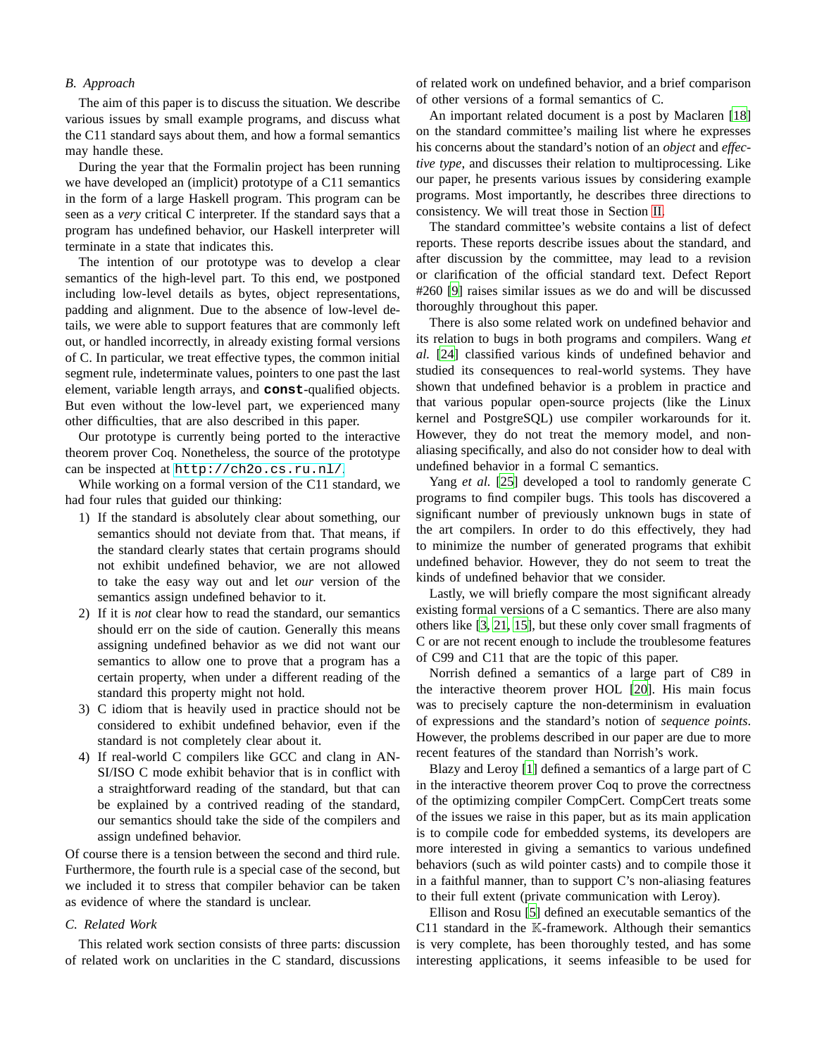### B. Approach

The aim of this paper is to discuss the situation. We describe various issues by small example programs, and discuss what the C11 standard says about them, and how a formal semantics may handle these.

During the year that the Formalin project has been running we have developed an (implicit) prototype of a C11 semantics in the form of a large Haskell program. This program can be seen as a *very* critical C interpreter. If the standard says that a program has undefined behavior, our Haskell interpreter will terminate in a state that indicates this.

The intention of our prototype was to develop a clear semantics of the high-level part. To this end, we postponed including low-level details as bytes, object representations, padding and alignment. Due to the absence of low-level details, we were able to support features that are commonly left out, or handled incorrectly, in already existing formal versions of C. In particular, we treat effective types, the common initial segment rule, indeterminate values, pointers to one past the last element, variable length arrays, and **`const`**-qualified objects. But even without the low-level part, we experienced many other difficulties, that are also described in this paper.

Our prototype is currently being ported to the interactive theorem prover Coq. Nonetheless, the source of the prototype can be inspected at `http://ch2o.cs.ru.nl/`.

While working on a formal version of the C11 standard, we had four rules that guided our thinking:

1) If the standard is absolutely clear about something, our semantics should not deviate from that. That means, if the standard clearly states that certain programs should not exhibit undefined behavior, we are not allowed to take the easy way out and let *our* version of the semantics assign undefined behavior to it.
2) If it is *not* clear how to read the standard, our semantics should err on the side of caution. Generally this means assigning undefined behavior as we did not want our semantics to allow one to prove that a program has a certain property, when under a different reading of the standard this property might not hold.
3) C idiom that is heavily used in practice should not be considered to exhibit undefined behavior, even if the standard is not completely clear about it.
4) If real-world C compilers like GCC and clang in ANSI/ISO C mode exhibit behavior that is in conflict with a straightforward reading of the standard, but that can be explained by a contrived reading of the standard, our semantics should take the side of the compilers and assign undefined behavior.

Of course there is a tension between the second and third rule. Furthermore, the fourth rule is a special case of the second, but we included it to stress that compiler behavior can be taken as evidence of where the standard is unclear.

### C. Related Work

This related work section consists of three parts: discussion of related work on unclarities in the C standard, discussions of related work on undefined behavior, and a brief comparison of other versions of a formal semantics of C.

An important related document is a post by Maclaren [18] on the standard committee's mailing list where he expresses his concerns about the standard's notion of an *object* and *effective type*, and discusses their relation to multiprocessing. Like our paper, he presents various issues by considering example programs. Most importantly, he describes three directions to consistency. We will treat those in Section II.

The standard committee's website contains a list of defect reports. These reports describe issues about the standard, and after discussion by the committee, may lead to a revision or clarification of the official standard text. Defect Report #260 [9] raises similar issues as we do and will be discussed thoroughly throughout this paper.

There is also some related work on undefined behavior and its relation to bugs in both programs and compilers. Wang *et al.* [24] classified various kinds of undefined behavior and studied its consequences to real-world systems. They have shown that undefined behavior is a problem in practice and that various popular open-source projects (like the Linux kernel and PostgreSQL) use compiler workarounds for it. However, they do not treat the memory model, and non-aliasing specifically, and also do not consider how to deal with undefined behavior in a formal C semantics.

Yang *et al.* [25] developed a tool to randomly generate C programs to find compiler bugs. This tools has discovered a significant number of previously unknown bugs in state of the art compilers. In order to do this effectively, they had to minimize the number of generated programs that exhibit undefined behavior. However, they do not seem to treat the kinds of undefined behavior that we consider.

Lastly, we will briefly compare the most significant already existing formal versions of a C semantics. There are also many others like [3, 21, 15], but these only cover small fragments of C or are not recent enough to include the troublesome features of C99 and C11 that are the topic of this paper.

Norrish defined a semantics of a large part of C89 in the interactive theorem prover HOL [20]. His main focus was to precisely capture the non-determinism in evaluation of expressions and the standard's notion of *sequence points*. However, the problems described in our paper are due to more recent features of the standard than Norrish's work.

Blazy and Leroy [1] defined a semantics of a large part of C in the interactive theorem prover Coq to prove the correctness of the optimizing compiler CompCert. CompCert treats some of the issues we raise in this paper, but as its main application is to compile code for embedded systems, its developers are more interested in giving a semantics to various undefined behaviors (such as wild pointer casts) and to compile those it in a faithful manner, than to support C's non-aliasing features to their full extent (private communication with Leroy).

Ellison and Rosu [5] defined an executable semantics of the C11 standard in the $\mathbb{K}$-framework. Although their semantics is very complete, has been thoroughly tested, and has some interesting applications, it seems infeasible to be used for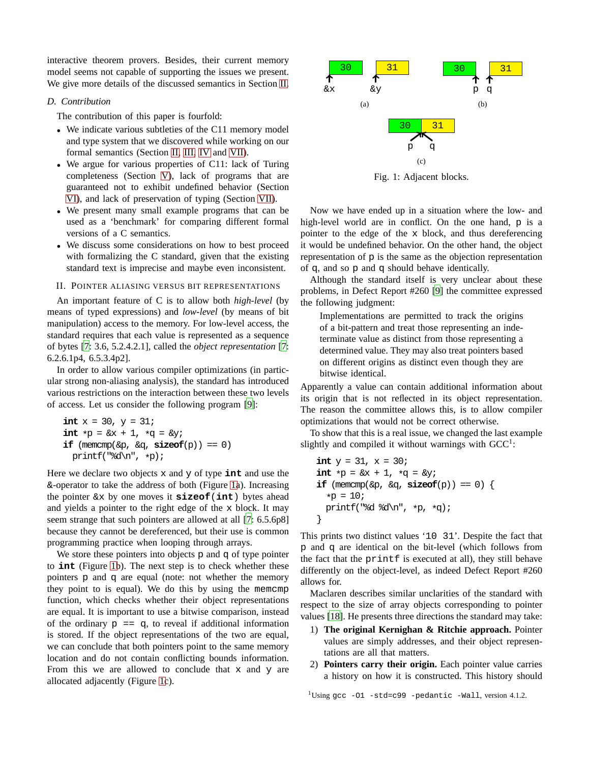interactive theorem provers. Besides, their current memory model seems not capable of supporting the issues we present. We give more details of the discussed semantics in Section II.

### D. Contribution

The contribution of this paper is fourfold:

- We indicate various subtleties of the C11 memory model and type system that we discovered while working on our formal semantics (Section II, III, IV and VII).
- We argue for various properties of C11: lack of Turing completeness (Section V), lack of programs that are guaranteed not to exhibit undefined behavior (Section VI), and lack of preservation of typing (Section VII).
- We present many small example programs that can be used as a 'benchmark' for comparing different formal versions of a C semantics.
- We discuss some considerations on how to best proceed with formalizing the C standard, given that the existing standard text is imprecise and maybe even inconsistent.

## II. Pointer aliasing versus bit representations

An important feature of C is to allow both *high-level* (by means of typed expressions) and *low-level* (by means of bit manipulation) access to the memory. For low-level access, the standard requires that each value is represented as a sequence of bytes [7: 3.6, 5.2.4.2.1], called the *object representation* [7: 6.2.6.1p4, 6.5.3.4p2].

In order to allow various compiler optimizations (in particular strong non-aliasing analysis), the standard has introduced various restrictions on the interaction between these two levels of access. Let us consider the following program [9]:

```
int x = 30, y = 31;
int *p = &x + 1, *q = &y;
if (memcmp(&p, &q, sizeof(p)) == 0)
  printf("%d\n", *p);
```

Here we declare two objects `x` and `y` of type **int** and use the &-operator to take the address of both (Figure 1a). Increasing the pointer `&x` by one moves it **sizeof(int)** bytes ahead and yields a pointer to the right edge of the `x` block. It may seem strange that such pointers are allowed at all [7: 6.5.6p8] because they cannot be dereferenced, but their use is common programming practice when looping through arrays.

We store these pointers into objects `p` and `q` of type pointer to **int** (Figure 1b). The next step is to check whether these pointers `p` and `q` are equal (note: not whether the memory they point to is equal). We do this by using the `memcmp` function, which checks whether their object representations are equal. It is important to use a bitwise comparison, instead of the ordinary `p == q`, to reveal if additional information is stored. If the object representations of the two are equal, we can conclude that both pointers point to the same memory location and do not contain conflicting bounds information. From this we are allowed to conclude that `x` and `y` are allocated adjacently (Figure 1c).

Fig. 1: Adjacent blocks.

Now we have ended up in a situation where the low- and high-level world are in conflict. On the one hand, `p` is a pointer to the edge of the `x` block, and thus dereferencing it would be undefined behavior. On the other hand, the object representation of `p` is the same as the objection representation of `q`, and so `p` and `q` should behave identically.

Although the standard itself is very unclear about these problems, in Defect Report #260 [9] the committee expressed the following judgment:

> Implementations are permitted to track the origins of a bit-pattern and treat those representing an indeterminate value as distinct from those representing a determined value. They may also treat pointers based on different origins as distinct even though they are bitwise identical.

Apparently a value can contain additional information about its origin that is not reflected in its object representation. The reason the committee allows this, is to allow compiler optimizations that would not be correct otherwise.

To show that this is a real issue, we changed the last example slightly and compiled it without warnings with GCC[1]:

```
int y = 31, x = 30;
int *p = &x + 1, *q = &y;
if (memcmp(&p, &q, sizeof(p)) == 0) {
  *p = 10;
  printf("%d %d\n", *p, *q);
}
```

This prints two distinct values '`10 31`'. Despite the fact that `p` and `q` are identical on the bit-level (which follows from the fact that the `printf` is executed at all), they still behave differently on the object-level, as indeed Defect Report #260 allows for.

Maclaren describes similar unclarities of the standard with respect to the size of array objects corresponding to pointer values [18]. He presents three directions the standard may take:

1) **The original Kernighan & Ritchie approach.** Pointer values are simply addresses, and their object representations are all that matters.
2) **Pointers carry their origin.** Each pointer value carries a history on how it is constructed. This history should

[1] Using `gcc -O1 -std=c99 -pedantic -Wall`, version 4.1.2.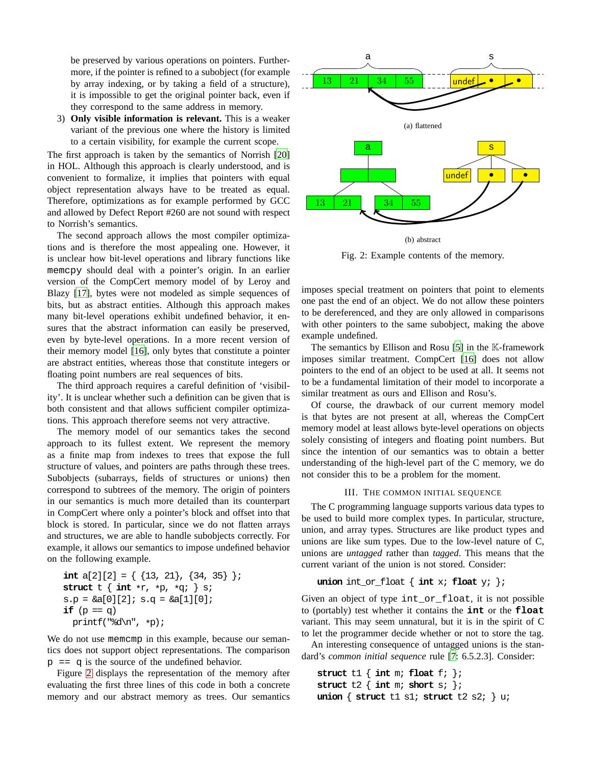be preserved by various operations on pointers. Furthermore, if the pointer is refined to a subobject (for example by array indexing, or by taking a field of a structure), it is impossible to get the original pointer back, even if they correspond to the same address in memory.

3) **Only visible information is relevant.** This is a weaker variant of the previous one where the history is limited to a certain visibility, for example the current scope.

The first approach is taken by the semantics of Norrish [20] in HOL. Although this approach is clearly understood, and is convenient to formalize, it implies that pointers with equal object representation always have to be treated as equal. Therefore, optimizations as for example performed by GCC and allowed by Defect Report #260 are not sound with respect to Norrish's semantics.

The second approach allows the most compiler optimizations and is therefore the most appealing one. However, it is unclear how bit-level operations and library functions like `memcpy` should deal with a pointer's origin. In an earlier version of the CompCert memory model of by Leroy and Blazy [17], bytes were not modeled as simple sequences of bits, but as abstract entities. Although this approach makes many bit-level operations exhibit undefined behavior, it ensures that the abstract information can easily be preserved, even by byte-level operations. In a more recent version of their memory model [16], only bytes that constitute a pointer are abstract entities, whereas those that constitute integers or floating point numbers are real sequences of bits.

The third approach requires a careful definition of 'visibility'. It is unclear whether such a definition can be given that is both consistent and that allows sufficient compiler optimizations. This approach therefore seems not very attractive.

The memory model of our semantics takes the second approach to its fullest extent. We represent the memory as a finite map from indexes to trees that expose the full structure of values, and pointers are paths through these trees. Subobjects (subarrays, fields of structures or unions) then correspond to subtrees of the memory. The origin of pointers in our semantics is much more detailed than its counterpart in CompCert where only a pointer's block and offset into that block is stored. In particular, since we do not flatten arrays and structures, we are able to handle subobjects correctly. For example, it allows our semantics to impose undefined behavior on the following example.

```
int a[2][2] = { {13, 21}, {34, 35} };
struct t { int *r, *p, *q; } s;
s.p = &a[0][2]; s.q = &a[1][0];
if (p == q)
  printf("%d\n", *p);
```

We do not use `memcmp` in this example, because our semantics does not support object representations. The comparison `p == q` is the source of the undefined behavior.

Figure 2 displays the representation of the memory after evaluating the first three lines of this code in both a concrete memory and our abstract memory as trees. Our semantics imposes special treatment on pointers that point to elements one past the end of an object. We do not allow these pointers to be dereferenced, and they are only allowed in comparisons with other pointers to the same subobject, making the above example undefined.

(a) flattened

(b) abstract

Fig. 2: Example contents of the memory.

The semantics by Ellison and Rosu [5] in the $\mathbb{K}$-framework imposes similar treatment. CompCert [16] does not allow pointers to the end of an object to be used at all. It seems not to be a fundamental limitation of their model to incorporate a similar treatment as ours and Ellison and Rosu's.

Of course, the drawback of our current memory model is that bytes are not present at all, whereas the CompCert memory model at least allows byte-level operations on objects solely consisting of integers and floating point numbers. But since the intention of our semantics was to obtain a better understanding of the high-level part of the C memory, we do not consider this to be a problem for the moment.

## III. The Common Initial Sequence

The C programming language supports various data types to be used to build more complex types. In particular, structure, union, and array types. Structures are like product types and unions are like sum types. Due to the low-level nature of C, unions are *untagged* rather than *tagged*. This means that the current variant of the union is not stored. Consider:

```
union int_or_float { int x; float y; };
```

Given an object of type `int_or_float`, it is not possible to (portably) test whether it contains the **`int`** or the **`float`** variant. This may seem unnatural, but it is in the spirit of C to let the programmer decide whether or not to store the tag.

An interesting consequence of untagged unions is the standard's *common initial sequence* rule [7: 6.5.2.3]. Consider:

```
struct t1 { int m; float f; };
struct t2 { int m; short s; };
union { struct t1 s1; struct t2 s2; } u;
```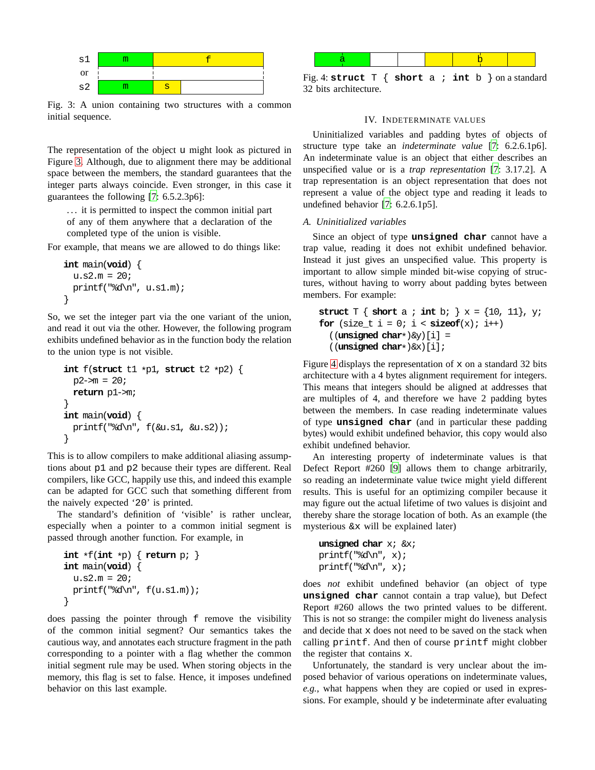Fig. 3: A union containing two structures with a common initial sequence.

The representation of the object u might look as pictured in Figure 3. Although, due to alignment there may be additional space between the members, the standard guarantees that the integer parts always coincide. Even stronger, in this case it guarantees the following [7: 6.5.2.3p6]:

> … it is permitted to inspect the common initial part of any of them anywhere that a declaration of the completed type of the union is visible.

For example, that means we are allowed to do things like:

```
int main(void) {
  u.s2.m = 20;
  printf("%d\n", u.s1.m);
}
```

So, we set the integer part via the one variant of the union, and read it out via the other. However, the following program exhibits undefined behavior as in the function body the relation to the union type is not visible.

```
int f(struct t1 *p1, struct t2 *p2) {
  p2->m = 20;
  return p1->m;
}
int main(void) {
  printf("%d\n", f(&u.s1, &u.s2));
}
```

This is to allow compilers to make additional aliasing assumptions about p1 and p2 because their types are different. Real compilers, like GCC, happily use this, and indeed this example can be adapted for GCC such that something different from the naively expected '20' is printed.

The standard's definition of 'visible' is rather unclear, especially when a pointer to a common initial segment is passed through another function. For example, in

```
int *f(int *p) { return p; }
int main(void) {
  u.s2.m = 20;
  printf("%d\n", f(u.s1.m));
}
```

does passing the pointer through f remove the visibility of the common initial segment? Our semantics takes the cautious way, and annotates each structure fragment in the path corresponding to a pointer with a flag whether the common initial segment rule may be used. When storing objects in the memory, this flag is set to false. Hence, it imposes undefined behavior on this last example.

Fig. 4: **struct** T { **short** a ; **int** b } on a standard 32 bits architecture.

## IV. Indeterminate values

Uninitialized variables and padding bytes of objects of structure type take an *indeterminate value* [7: 6.2.6.1p6]. An indeterminate value is an object that either describes an unspecified value or is a *trap representation* [7: 3.17.2]. A trap representation is an object representation that does not represent a value of the object type and reading it leads to undefined behavior [7: 6.2.6.1p5].

### A. Uninitialized variables

Since an object of type **unsigned char** cannot have a trap value, reading it does not exhibit undefined behavior. Instead it just gives an unspecified value. This property is important to allow simple minded bit-wise copying of structures, without having to worry about padding bytes between members. For example:

```
struct T { short a ; int b; } x = {10, 11}, y;
for (size_t i = 0; i < sizeof(x); i++)
  ((unsigned char*)&y)[i] =
  ((unsigned char*)&x)[i];
```

Figure 4 displays the representation of x on a standard 32 bits architecture with a 4 bytes alignment requirement for integers. This means that integers should be aligned at addresses that are multiples of 4, and therefore we have 2 padding bytes between the members. In case reading indeterminate values of type **unsigned char** (and in particular these padding bytes) would exhibit undefined behavior, this copy would also exhibit undefined behavior.

An interesting property of indeterminate values is that Defect Report #260 [9] allows them to change arbitrarily, so reading an indeterminate value twice might yield different results. This is useful for an optimizing compiler because it may figure out the actual lifetime of two values is disjoint and thereby share the storage location of both. As an example (the mysterious &x will be explained later)

```
unsigned char x; &x;
printf("%d\n", x);
printf("%d\n", x);
```

does *not* exhibit undefined behavior (an object of type **unsigned char** cannot contain a trap value), but Defect Report #260 allows the two printed values to be different. This is not so strange: the compiler might do liveness analysis and decide that x does not need to be saved on the stack when calling printf. And then of course printf might clobber the register that contains x.

Unfortunately, the standard is very unclear about the imposed behavior of various operations on indeterminate values, *e.g.*, what happens when they are copied or used in expressions. For example, should y be indeterminate after evaluating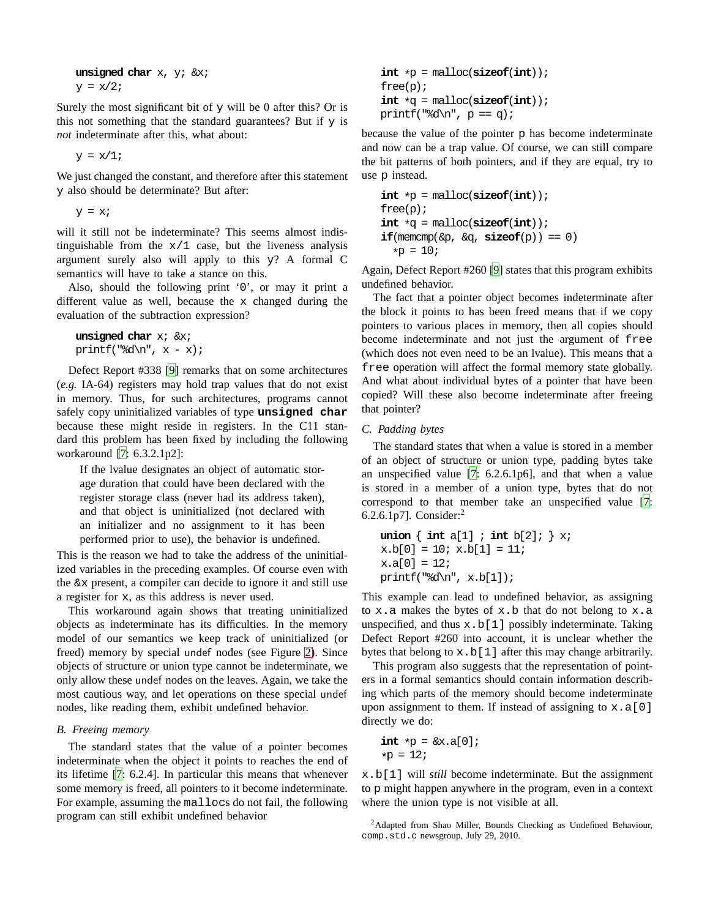```
unsigned char x, y; &x;
y = x/2;
```

Surely the most significant bit of y will be 0 after this? Or is this not something that the standard guarantees? But if y is *not* indeterminate after this, what about:

```
y = x/1;
```

We just changed the constant, and therefore after this statement y also should be determinate? But after:

```
y = x;
```

will it still not be indeterminate? This seems almost indistinguishable from the x/1 case, but the liveness analysis argument surely also will apply to this y? A formal C semantics will have to take a stance on this.

Also, should the following print '0', or may it print a different value as well, because the x changed during the evaluation of the subtraction expression?

```
unsigned char x; &x;
printf("%d\n", x - x);
```

Defect Report #338 [9] remarks that on some architectures (*e.g.* IA-64) registers may hold trap values that do not exist in memory. Thus, for such architectures, programs cannot safely copy uninitialized variables of type **unsigned char** because these might reside in registers. In the C11 standard this problem has been fixed by including the following workaround [7: 6.3.2.1p2]:

> If the lvalue designates an object of automatic storage duration that could have been declared with the register storage class (never had its address taken), and that object is uninitialized (not declared with an initializer and no assignment to it has been performed prior to use), the behavior is undefined.

This is the reason we had to take the address of the uninitialized variables in the preceding examples. Of course even with the &x present, a compiler can decide to ignore it and still use a register for x, as this address is never used.

This workaround again shows that treating uninitialized objects as indeterminate has its difficulties. In the memory model of our semantics we keep track of uninitialized (or freed) memory by special undef nodes (see Figure 2). Since objects of structure or union type cannot be indeterminate, we only allow these undef nodes on the leaves. Again, we take the most cautious way, and let operations on these special undef nodes, like reading them, exhibit undefined behavior.

### B. Freeing memory

The standard states that the value of a pointer becomes indeterminate when the object it points to reaches the end of its lifetime [7: 6.2.4]. In particular this means that whenever some memory is freed, all pointers to it become indeterminate. For example, assuming the mallocs do not fail, the following program can still exhibit undefined behavior

```
int *p = malloc(sizeof(int));
free(p);
int *q = malloc(sizeof(int));
printf("%d\n", p == q);
```

because the value of the pointer p has become indeterminate and now can be a trap value. Of course, we can still compare the bit patterns of both pointers, and if they are equal, try to use p instead.

```
int *p = malloc(sizeof(int));
free(p);
int *q = malloc(sizeof(int));
if(memcmp(&p, &q, sizeof(p)) == 0)
  *p = 10;
```

Again, Defect Report #260 [9] states that this program exhibits undefined behavior.

The fact that a pointer object becomes indeterminate after the block it points to has been freed means that if we copy pointers to various places in memory, then all copies should become indeterminate and not just the argument of free (which does not even need to be an lvalue). This means that a free operation will affect the formal memory state globally. And what about individual bytes of a pointer that have been copied? Will these also become indeterminate after freeing that pointer?

### C. Padding bytes

The standard states that when a value is stored in a member of an object of structure or union type, padding bytes take an unspecified value [7: 6.2.6.1p6], and that when a value is stored in a member of a union type, bytes that do not correspond to that member take an unspecified value [7: 6.2.6.1p7]. Consider:[2]

```
union { int a[1] ; int b[2]; } x;
x.b[0] = 10; x.b[1] = 11;
x.a[0] = 12;
printf("%d\n", x.b[1]);
```

This example can lead to undefined behavior, as assigning to x.a makes the bytes of x.b that do not belong to x.a unspecified, and thus x.b[1] possibly indeterminate. Taking Defect Report #260 into account, it is unclear whether the bytes that belong to x.b[1] after this may change arbitrarily.

This program also suggests that the representation of pointers in a formal semantics should contain information describing which parts of the memory should become indeterminate upon assignment to them. If instead of assigning to x.a[0] directly we do:

```
int *p = &x.a[0];
*p = 12;
```

x.b[1] will *still* become indeterminate. But the assignment to p might happen anywhere in the program, even in a context where the union type is not visible at all.

[2] Adapted from Shao Miller, Bounds Checking as Undefined Behaviour, comp.std.c newsgroup, July 29, 2010.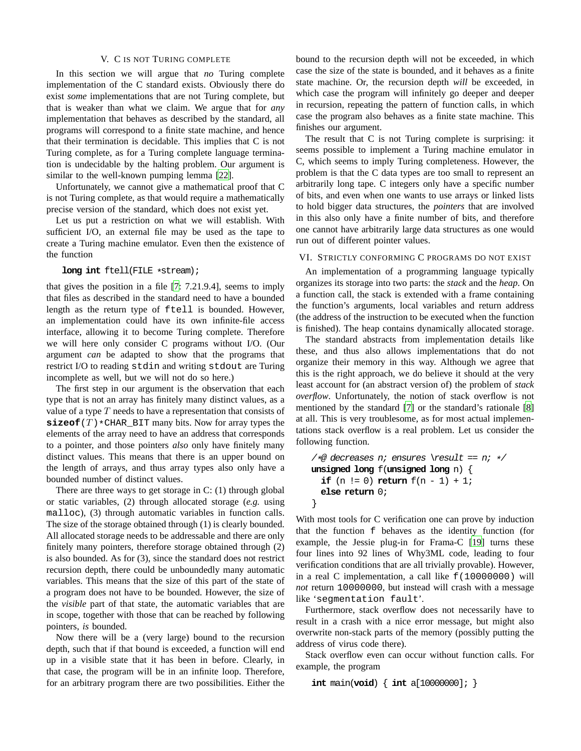## V. C is not Turing complete

In this section we will argue that *no* Turing complete implementation of the C standard exists. Obviously there do exist *some* implementations that are not Turing complete, but that is weaker than what we claim. We argue that for *any* implementation that behaves as described by the standard, all programs will correspond to a finite state machine, and hence that their termination is decidable. This implies that C is not Turing complete, as for a Turing complete language termination is undecidable by the halting problem. Our argument is similar to the well-known pumping lemma [22].

Unfortunately, we cannot give a mathematical proof that C is not Turing complete, as that would require a mathematically precise version of the standard, which does not exist yet.

Let us put a restriction on what we will establish. With sufficient I/O, an external file may be used as the tape to create a Turing machine emulator. Even then the existence of the function

```
long int ftell(FILE *stream);
```

that gives the position in a file [7: 7.21.9.4], seems to imply that files as described in the standard need to have a bounded length as the return type of `ftell` is bounded. However, an implementation could have its own infinite-file access interface, allowing it to become Turing complete. Therefore we will here only consider C programs without I/O. (Our argument *can* be adapted to show that the programs that restrict I/O to reading `stdin` and writing `stdout` are Turing incomplete as well, but we will not do so here.)

The first step in our argument is the observation that each type that is not an array has finitely many distinct values, as a value of a type $T$ needs to have a representation that consists of **sizeof**($T$)*`CHAR_BIT` many bits. Now for array types the elements of the array need to have an address that corresponds to a pointer, and those pointers *also* only have finitely many distinct values. This means that there is an upper bound on the length of arrays, and thus array types also only have a bounded number of distinct values.

There are three ways to get storage in C: (1) through global or static variables, (2) through allocated storage (*e.g.* using `malloc`), (3) through automatic variables in function calls. The size of the storage obtained through (1) is clearly bounded. All allocated storage needs to be addressable and there are only finitely many pointers, therefore storage obtained through (2) is also bounded. As for (3), since the standard does not restrict recursion depth, there could be unboundedly many automatic variables. This means that the size of this part of the state of a program does not have to be bounded. However, the size of the *visible* part of that state, the automatic variables that are in scope, together with those that can be reached by following pointers, *is* bounded.

Now there will be a (very large) bound to the recursion depth, such that if that bound is exceeded, a function will end up in a visible state that it has been in before. Clearly, in that case, the program will be in an infinite loop. Therefore, for an arbitrary program there are two possibilities. Either the bound to the recursion depth will not be exceeded, in which case the size of the state is bounded, and it behaves as a finite state machine. Or, the recursion depth *will* be exceeded, in which case the program will infinitely go deeper and deeper in recursion, repeating the pattern of function calls, in which case the program also behaves as a finite state machine. This finishes our argument.

The result that C is not Turing complete is surprising: it seems possible to implement a Turing machine emulator in C, which seems to imply Turing completeness. However, the problem is that the C data types are too small to represent an arbitrarily long tape. C integers only have a specific number of bits, and even when one wants to use arrays or linked lists to hold bigger data structures, the *pointers* that are involved in this also only have a finite number of bits, and therefore one cannot have arbitrarily large data structures as one would run out of different pointer values.

## VI. Strictly conforming C programs do not exist

An implementation of a programming language typically organizes its storage into two parts: the *stack* and the *heap*. On a function call, the stack is extended with a frame containing the function's arguments, local variables and return address (the address of the instruction to be executed when the function is finished). The heap contains dynamically allocated storage.

The standard abstracts from implementation details like these, and thus also allows implementations that do not organize their memory in this way. Although we agree that this is the right approach, we do believe it should at the very least account for (an abstract version of) the problem of *stack overflow*. Unfortunately, the notion of stack overflow is not mentioned by the standard [7] or the standard's rationale [8] at all. This is very troublesome, as for most actual implementations stack overflow is a real problem. Let us consider the following function.

```
/*@ decreases n; ensures \result == n; */
unsigned long f(unsigned long n) {
  if (n != 0) return f(n - 1) + 1;
  else return 0;
}
```

With most tools for C verification one can prove by induction that the function `f` behaves as the identity function (for example, the Jessie plug-in for Frama-C [19] turns these four lines into 92 lines of Why3ML code, leading to four verification conditions that are all trivially provable). However, in a real C implementation, a call like `f(10000000)` will *not* return `10000000`, but instead will crash with a message like '`segmentation fault`'.

Furthermore, stack overflow does not necessarily have to result in a crash with a nice error message, but might also overwrite non-stack parts of the memory (possibly putting the address of virus code there).

Stack overflow even can occur without function calls. For example, the program

```
int main(void) { int a[10000000]; }
```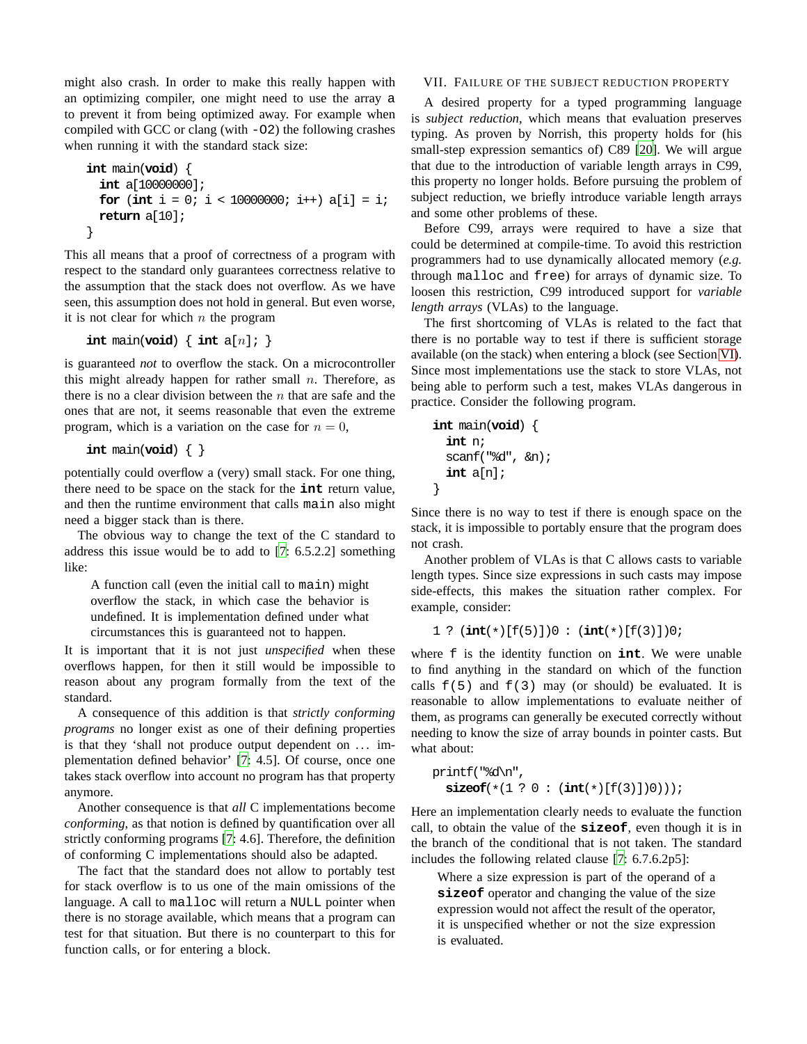might also crash. In order to make this really happen with an optimizing compiler, one might need to use the array `a` to prevent it from being optimized away. For example when compiled with GCC or clang (with `-O2`) the following crashes when running it with the standard stack size:

```
int main(void) {
  int a[10000000];
  for (int i = 0; i < 10000000; i++) a[i] = i;
  return a[10];
}
```

This all means that a proof of correctness of a program with respect to the standard only guarantees correctness relative to the assumption that the stack does not overflow. As we have seen, this assumption does not hold in general. But even worse, it is not clear for which $n$ the program

```
int main(void) { int a[n]; }
```

is guaranteed *not* to overflow the stack. On a microcontroller this might already happen for rather small $n$. Therefore, as there is no a clear division between the $n$ that are safe and the ones that are not, it seems reasonable that even the extreme program, which is a variation on the case for $n = 0$,

```
int main(void) { }
```

potentially could overflow a (very) small stack. For one thing, there need to be space on the stack for the **int** return value, and then the runtime environment that calls `main` also might need a bigger stack than is there.

The obvious way to change the text of the C standard to address this issue would be to add to [7: 6.5.2.2] something like:

> A function call (even the initial call to `main`) might overflow the stack, in which case the behavior is undefined. It is implementation defined under what circumstances this is guaranteed not to happen.

It is important that it is not just *unspecified* when these overflows happen, for then it still would be impossible to reason about any program formally from the text of the standard.

A consequence of this addition is that *strictly conforming programs* no longer exist as one of their defining properties is that they 'shall not produce output dependent on ... implementation defined behavior' [7: 4.5]. Of course, once one takes stack overflow into account no program has that property anymore.

Another consequence is that *all* C implementations become *conforming*, as that notion is defined by quantification over all strictly conforming programs [7: 4.6]. Therefore, the definition of conforming C implementations should also be adapted.

The fact that the standard does not allow to portably test for stack overflow is to us one of the main omissions of the language. A call to `malloc` will return a `NULL` pointer when there is no storage available, which means that a program can test for that situation. But there is no counterpart to this for function calls, or for entering a block.

## VII. Failure of the subject reduction property

A desired property for a typed programming language is *subject reduction*, which means that evaluation preserves typing. As proven by Norrish, this property holds for (his small-step expression semantics of) C89 [20]. We will argue that due to the introduction of variable length arrays in C99, this property no longer holds. Before pursuing the problem of subject reduction, we briefly introduce variable length arrays and some other problems of these.

Before C99, arrays were required to have a size that could be determined at compile-time. To avoid this restriction programmers had to use dynamically allocated memory (*e.g.* through `malloc` and `free`) for arrays of dynamic size. To loosen this restriction, C99 introduced support for *variable length arrays* (VLAs) to the language.

The first shortcoming of VLAs is related to the fact that there is no portable way to test if there is sufficient storage available (on the stack) when entering a block (see Section VI). Since most implementations use the stack to store VLAs, not being able to perform such a test, makes VLAs dangerous in practice. Consider the following program.

```
int main(void) {
  int n;
  scanf("%d", &n);
  int a[n];
}
```

Since there is no way to test if there is enough space on the stack, it is impossible to portably ensure that the program does not crash.

Another problem of VLAs is that C allows casts to variable length types. Since size expressions in such casts may impose side-effects, this makes the situation rather complex. For example, consider:

```
1 ? (int(*)[f(5)])0 : (int(*)[f(3)])0;
```

where `f` is the identity function on **int**. We were unable to find anything in the standard on which of the function calls `f(5)` and `f(3)` may (or should) be evaluated. It is reasonable to allow implementations to evaluate neither of them, as programs can generally be executed correctly without needing to know the size of array bounds in pointer casts. But what about:

```
printf("%d\n",
  sizeof(*(1 ? 0 : (int(*)[f(3)])0)));
```

Here an implementation clearly needs to evaluate the function call, to obtain the value of the **sizeof**, even though it is in the branch of the conditional that is not taken. The standard includes the following related clause [7: 6.7.6.2p5]:

> Where a size expression is part of the operand of a **sizeof** operator and changing the value of the size expression would not affect the result of the operator, it is unspecified whether or not the size expression is evaluated.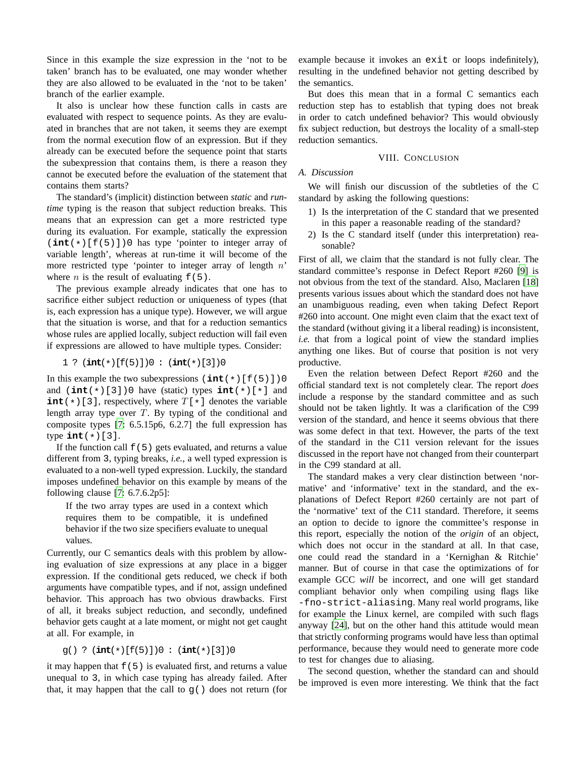Since in this example the size expression in the 'not to be taken' branch has to be evaluated, one may wonder whether they are also allowed to be evaluated in the 'not to be taken' branch of the earlier example.

It also is unclear how these function calls in casts are evaluated with respect to sequence points. As they are evaluated in branches that are not taken, it seems they are exempt from the normal execution flow of an expression. But if they already can be executed before the sequence point that starts the subexpression that contains them, is there a reason they cannot be executed before the evaluation of the statement that contains them starts?

The standard's (implicit) distinction between *static* and *run-time* typing is the reason that subject reduction breaks. This means that an expression can get a more restricted type during its evaluation. For example, statically the expression `(int(*)[f(5)])0` has type 'pointer to integer array of variable length', whereas at run-time it will become of the more restricted type 'pointer to integer array of length $n$' where $n$ is the result of evaluating `f(5)`.

The previous example already indicates that one has to sacrifice either subject reduction or uniqueness of types (that is, each expression has a unique type). However, we will argue that the situation is worse, and that for a reduction semantics whose rules are applied locally, subject reduction will fail even if expressions are allowed to have multiple types. Consider:

```
1 ? (int(*)[f(5)])0 : (int(*)[3])0
```

In this example the two subexpressions `(int(*)[f(5)])0` and `(int(*)[3])0` have (static) types `int(*)[*]` and `int(*)[3]`, respectively, where $T$`[*]` denotes the variable length array type over $T$. By typing of the conditional and composite types [7: 6.5.15p6, 6.2.7] the full expression has type `int(*)[3]`.

If the function call `f(5)` gets evaluated, and returns a value different from `3`, typing breaks, *i.e.*, a well typed expression is evaluated to a non-well typed expression. Luckily, the standard imposes undefined behavior on this example by means of the following clause [7: 6.7.6.2p5]:

> If the two array types are used in a context which requires them to be compatible, it is undefined behavior if the two size specifiers evaluate to unequal values.

Currently, our C semantics deals with this problem by allowing evaluation of size expressions at any place in a bigger expression. If the conditional gets reduced, we check if both arguments have compatible types, and if not, assign undefined behavior. This approach has two obvious drawbacks. First of all, it breaks subject reduction, and secondly, undefined behavior gets caught at a late moment, or might not get caught at all. For example, in

```
g() ? (int(*)[f(5)])0 : (int(*)[3])0
```

it may happen that `f(5)` is evaluated first, and returns a value unequal to `3`, in which case typing has already failed. After that, it may happen that the call to `g()` does not return (for example because it invokes an `exit` or loops indefinitely), resulting in the undefined behavior not getting described by the semantics.

But does this mean that in a formal C semantics each reduction step has to establish that typing does not break in order to catch undefined behavior? This would obviously fix subject reduction, but destroys the locality of a small-step reduction semantics.

## VIII. Conclusion

### A. Discussion

We will finish our discussion of the subtleties of the C standard by asking the following questions:

1) Is the interpretation of the C standard that we presented in this paper a reasonable reading of the standard?
2) Is the C standard itself (under this interpretation) reasonable?

First of all, we claim that the standard is not fully clear. The standard committee's response in Defect Report #260 [9] is not obvious from the text of the standard. Also, Maclaren [18] presents various issues about which the standard does not have an unambiguous reading, even when taking Defect Report #260 into account. One might even claim that the exact text of the standard (without giving it a liberal reading) is inconsistent, *i.e.* that from a logical point of view the standard implies anything one likes. But of course that position is not very productive.

Even the relation between Defect Report #260 and the official standard text is not completely clear. The report *does* include a response by the standard committee and as such should not be taken lightly. It was a clarification of the C99 version of the standard, and hence it seems obvious that there was some defect in that text. However, the parts of the text of the standard in the C11 version relevant for the issues discussed in the report have not changed from their counterpart in the C99 standard at all.

The standard makes a very clear distinction between 'normative' and 'informative' text in the standard, and the explanations of Defect Report #260 certainly are not part of the 'normative' text of the C11 standard. Therefore, it seems an option to decide to ignore the committee's response in this report, especially the notion of the *origin* of an object, which does not occur in the standard at all. In that case, one could read the standard in a 'Kernighan & Ritchie' manner. But of course in that case the optimizations of for example GCC *will* be incorrect, and one will get standard compliant behavior only when compiling using flags like `-fno-strict-aliasing`. Many real world programs, like for example the Linux kernel, are compiled with such flags anyway [24], but on the other hand this attitude would mean that strictly conforming programs would have less than optimal performance, because they would need to generate more code to test for changes due to aliasing.

The second question, whether the standard can and should be improved is even more interesting. We think that the fact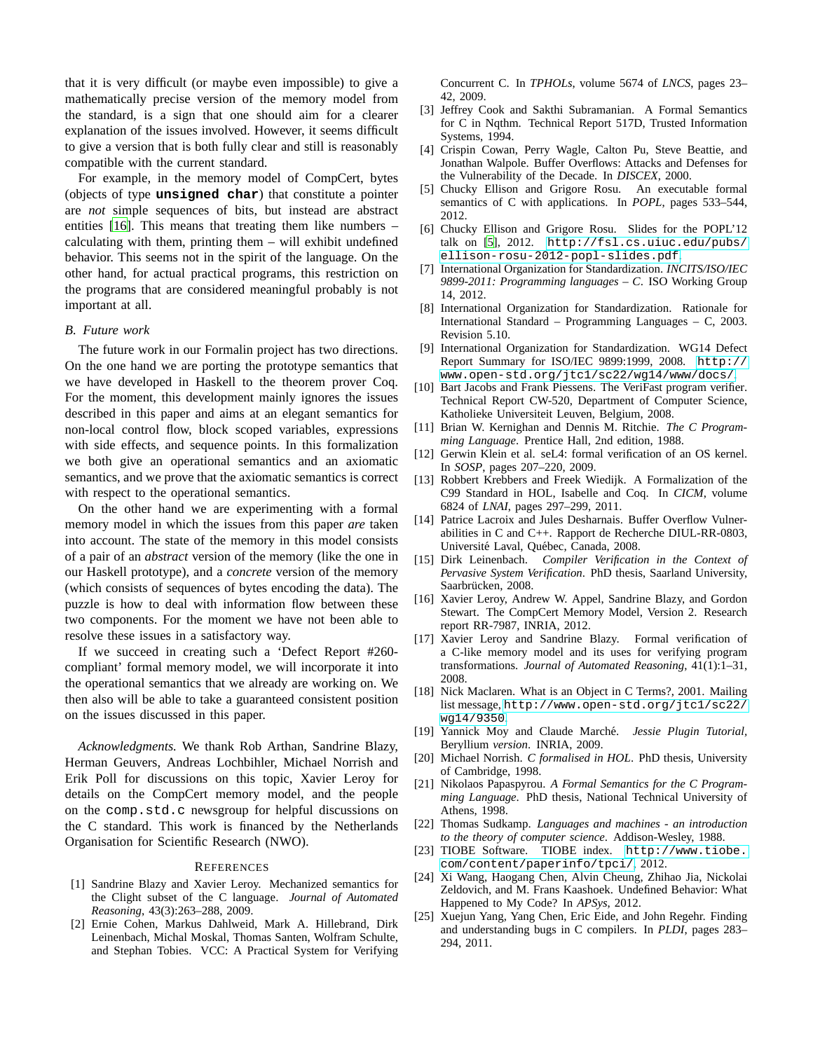that it is very difficult (or maybe even impossible) to give a mathematically precise version of the memory model from the standard, is a sign that one should aim for a clearer explanation of the issues involved. However, it seems difficult to give a version that is both fully clear and still is reasonably compatible with the current standard.

For example, in the memory model of CompCert, bytes (objects of type **`unsigned char`**) that constitute a pointer are *not* simple sequences of bits, but instead are abstract entities [16]. This means that treating them like numbers – calculating with them, printing them – will exhibit undefined behavior. This seems not in the spirit of the language. On the other hand, for actual practical programs, this restriction on the programs that are considered meaningful probably is not important at all.

### B. Future work

The future work in our Formalin project has two directions. On the one hand we are porting the prototype semantics that we have developed in Haskell to the theorem prover Coq. For the moment, this development mainly ignores the issues described in this paper and aims at an elegant semantics for non-local control flow, block scoped variables, expressions with side effects, and sequence points. In this formalization we both give an operational semantics and an axiomatic semantics, and we prove that the axiomatic semantics is correct with respect to the operational semantics.

On the other hand we are experimenting with a formal memory model in which the issues from this paper *are* taken into account. The state of the memory in this model consists of a pair of an *abstract* version of the memory (like the one in our Haskell prototype), and a *concrete* version of the memory (which consists of sequences of bytes encoding the data). The puzzle is how to deal with information flow between these two components. For the moment we have not been able to resolve these issues in a satisfactory way.

If we succeed in creating such a 'Defect Report #260-compliant' formal memory model, we will incorporate it into the operational semantics that we already are working on. We then also will be able to take a guaranteed consistent position on the issues discussed in this paper.

*Acknowledgments.* We thank Rob Arthan, Sandrine Blazy, Herman Geuvers, Andreas Lochbihler, Michael Norrish and Erik Poll for discussions on this topic, Xavier Leroy for details on the CompCert memory model, and the people on the `comp.std.c` newsgroup for helpful discussions on the C standard. This work is financed by the Netherlands Organisation for Scientific Research (NWO).

## References

[1] Sandrine Blazy and Xavier Leroy. Mechanized semantics for the Clight subset of the C language. *Journal of Automated Reasoning*, 43(3):263–288, 2009.

[2] Ernie Cohen, Markus Dahlweid, Mark A. Hillebrand, Dirk Leinenbach, Michal Moskal, Thomas Santen, Wolfram Schulte, and Stephan Tobies. VCC: A Practical System for Verifying Concurrent C. In *TPHOLs*, volume 5674 of *LNCS*, pages 23–42, 2009.

[3] Jeffrey Cook and Sakthi Subramanian. A Formal Semantics for C in Nqthm. Technical Report 517D, Trusted Information Systems, 1994.

[4] Crispin Cowan, Perry Wagle, Calton Pu, Steve Beattie, and Jonathan Walpole. Buffer Overflows: Attacks and Defenses for the Vulnerability of the Decade. In *DISCEX*, 2000.

[5] Chucky Ellison and Grigore Rosu. An executable formal semantics of C with applications. In *POPL*, pages 533–544, 2012.

[6] Chucky Ellison and Grigore Rosu. Slides for the POPL'12 talk on [5], 2012. `http://fsl.cs.uiuc.edu/pubs/ellison-rosu-2012-popl-slides.pdf`.

[7] International Organization for Standardization. *INCITS/ISO/IEC 9899-2011: Programming languages – C*. ISO Working Group 14, 2012.

[8] International Organization for Standardization. Rationale for International Standard – Programming Languages – C, 2003. Revision 5.10.

[9] International Organization for Standardization. WG14 Defect Report Summary for ISO/IEC 9899:1999, 2008. `http://www.open-std.org/jtc1/sc22/wg14/www/docs/`.

[10] Bart Jacobs and Frank Piessens. The VeriFast program verifier. Technical Report CW-520, Department of Computer Science, Katholieke Universiteit Leuven, Belgium, 2008.

[11] Brian W. Kernighan and Dennis M. Ritchie. *The C Programming Language*. Prentice Hall, 2nd edition, 1988.

[12] Gerwin Klein et al. seL4: formal verification of an OS kernel. In *SOSP*, pages 207–220, 2009.

[13] Robbert Krebbers and Freek Wiedijk. A Formalization of the C99 Standard in HOL, Isabelle and Coq. In *CICM*, volume 6824 of *LNAI*, pages 297–299, 2011.

[14] Patrice Lacroix and Jules Desharnais. Buffer Overflow Vulnerabilities in C and C++. Rapport de Recherche DIUL-RR-0803, Université Laval, Québec, Canada, 2008.

[15] Dirk Leinenbach. *Compiler Verification in the Context of Pervasive System Verification*. PhD thesis, Saarland University, Saarbrücken, 2008.

[16] Xavier Leroy, Andrew W. Appel, Sandrine Blazy, and Gordon Stewart. The CompCert Memory Model, Version 2. Research report RR-7987, INRIA, 2012.

[17] Xavier Leroy and Sandrine Blazy. Formal verification of a C-like memory model and its uses for verifying program transformations. *Journal of Automated Reasoning*, 41(1):1–31, 2008.

[18] Nick Maclaren. What is an Object in C Terms?, 2001. Mailing list message, `http://www.open-std.org/jtc1/sc22/wg14/9350`.

[19] Yannick Moy and Claude Marché. *Jessie Plugin Tutorial, Beryllium version*. INRIA, 2009.

[20] Michael Norrish. *C formalised in HOL*. PhD thesis, University of Cambridge, 1998.

[21] Nikolaos Papaspyrou. *A Formal Semantics for the C Programming Language*. PhD thesis, National Technical University of Athens, 1998.

[22] Thomas Sudkamp. *Languages and machines - an introduction to the theory of computer science*. Addison-Wesley, 1988.

[23] TIOBE Software. TIOBE index. `http://www.tiobe.com/content/paperinfo/tpci/`, 2012.

[24] Xi Wang, Haogang Chen, Alvin Cheung, Zhihao Jia, Nickolai Zeldovich, and M. Frans Kaashoek. Undefined Behavior: What Happened to My Code? In *APSys*, 2012.

[25] Xuejun Yang, Yang Chen, Eric Eide, and John Regehr. Finding and understanding bugs in C compilers. In *PLDI*, pages 283–294, 2011.